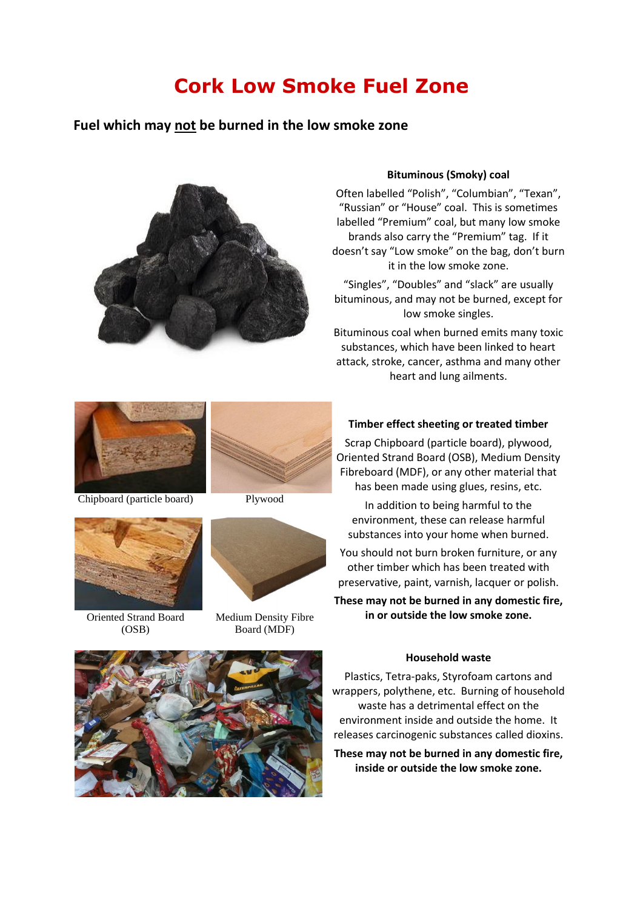# Cork Low Smoke Fuel Zone

## Fuel which may not be burned in the low smoke zone

**Bituminous (Smoky) coal**

Often labelled "Polish", "Columbian", "Texan", "Russian" or "House" coal. This is sometimes labelled "Premium" coal, but many low smoke brands also carry the "Premium" tag. If it doesn't say "Low smoke" on the bag, don't burn it in the low smoke zone.

"Singles", "Doubles" and "slack" are usually bituminous, and may not be burned, except for low smoke singles.

Bituminous coal when burned emits many toxic substances, which have been linked to heart attack, stroke, cancer, asthma and many other heart and lung ailments.

Chipboard (particle board)

Plywood

Oriented Strand Board (OSB)

Medium Density Fibre Board (MDF)

**Timber effect sheeting or treated timber**

Scrap Chipboard (particle board), plywood, Oriented Strand Board (OSB), Medium Density Fibreboard (MDF), or any other material that has been made using glues, resins, etc.

In addition to being harmful to the environment, these can release harmful substances into your home when burned.

You should not burn broken furniture, or any other timber which has been treated with preservative, paint, varnish, lacquer or polish.

**These may not be burned in any domestic fire, in or outside the low smoke zone.**

**Household waste**

Plastics, Tetra-paks, Styrofoam cartons and wrappers, polythene, etc. Burning of household waste has a detrimental effect on the environment inside and outside the home. It releases carcinogenic substances called dioxins.

**These may not be burned in any domestic fire, inside or outside the low smoke zone.**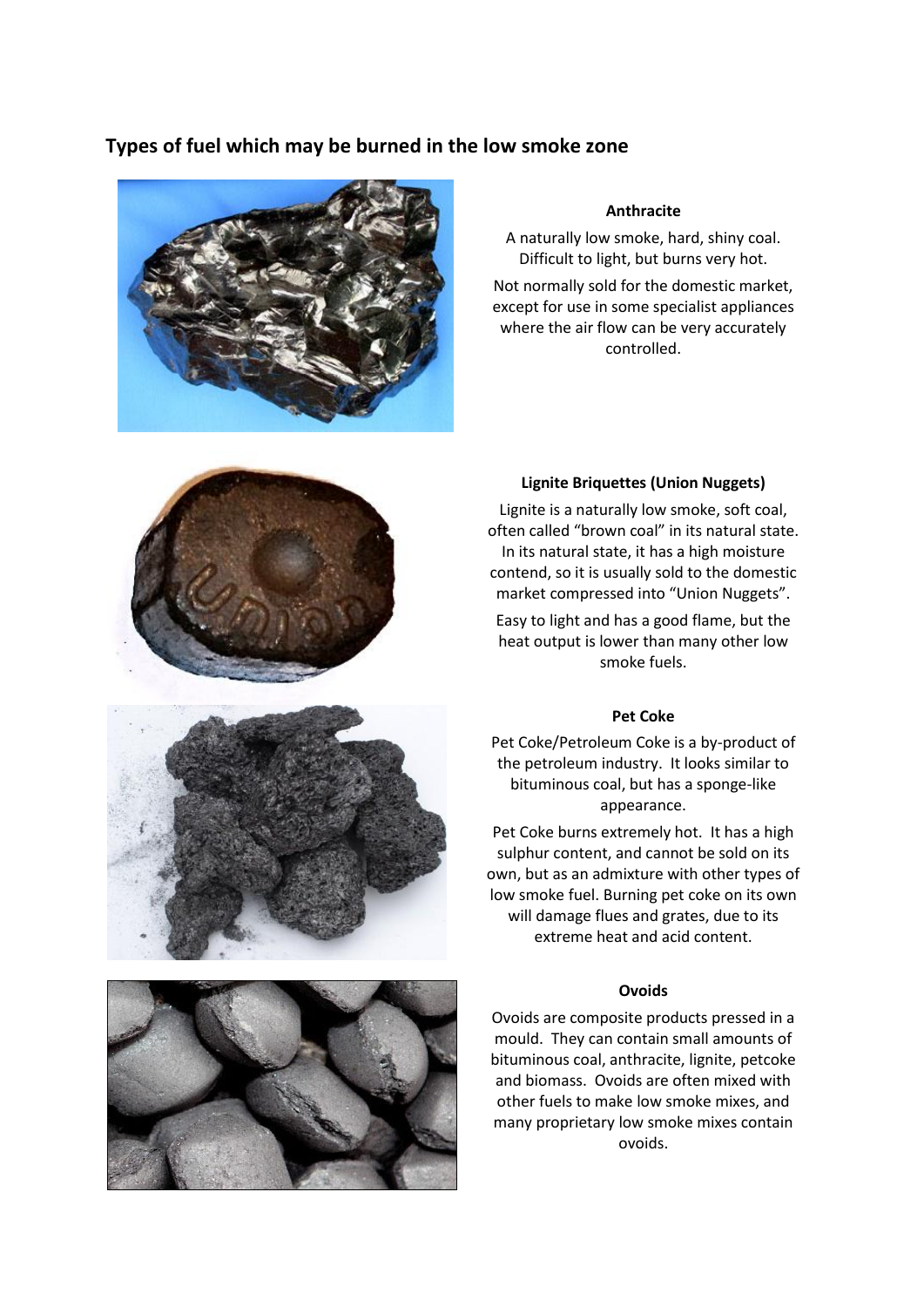## Types of fuel which may be burned in the low smoke zone

### Anthracite

A naturally low smoke, hard, shiny coal. Difficult to light, but burns very hot.

Not normally sold for the domestic market, except for use in some specialist appliances where the air flow can be very accurately controlled.

### Lignite Briquettes (Union Nuggets)

Lignite is a naturally low smoke, soft coal, often called "brown coal" in its natural state. In its natural state, it has a high moisture contend, so it is usually sold to the domestic market compressed into "Union Nuggets".

Easy to light and has a good flame, but the heat output is lower than many other low smoke fuels.

### Pet Coke

Pet Coke/Petroleum Coke is a by-product of the petroleum industry. It looks similar to bituminous coal, but has a sponge-like appearance.

Pet Coke burns extremely hot. It has a high sulphur content, and cannot be sold on its own, but as an admixture with other types of low smoke fuel. Burning pet coke on its own will damage flues and grates, due to its extreme heat and acid content.

### Ovoids

Ovoids are composite products pressed in a mould. They can contain small amounts of bituminous coal, anthracite, lignite, petcoke and biomass. Ovoids are often mixed with other fuels to make low smoke mixes, and many proprietary low smoke mixes contain ovoids.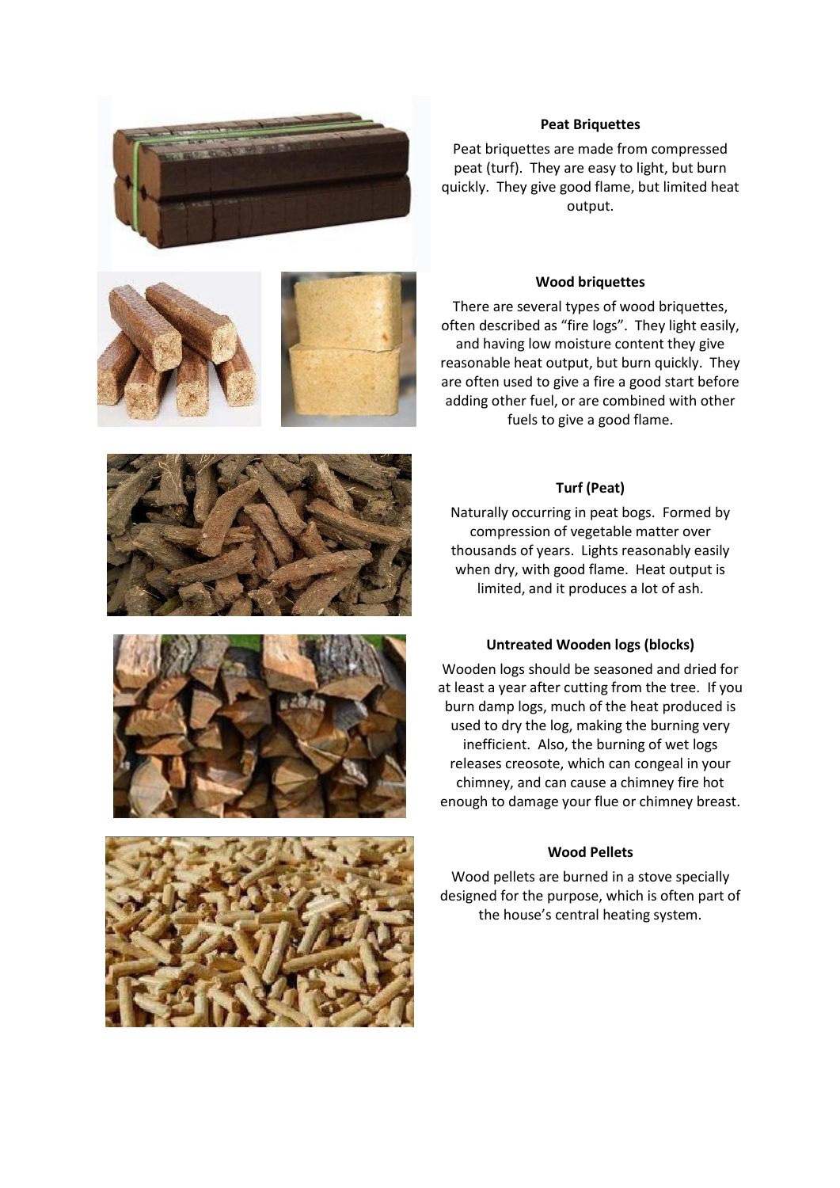**Peat Briquettes**

Peat briquettes are made from compressed peat (turf). They are easy to light, but burn quickly. They give good flame, but limited heat output.

**Wood briquettes**

There are several types of wood briquettes, often described as “fire logs”. They light easily, and having low moisture content they give reasonable heat output, but burn quickly. They are often used to give a fire a good start before adding other fuel, or are combined with other fuels to give a good flame.

**Turf (Peat)**

Naturally occurring in peat bogs. Formed by compression of vegetable matter over thousands of years. Lights reasonably easily when dry, with good flame. Heat output is limited, and it produces a lot of ash.

**Untreated Wooden logs (blocks)**

Wooden logs should be seasoned and dried for at least a year after cutting from the tree. If you burn damp logs, much of the heat produced is used to dry the log, making the burning very inefficient. Also, the burning of wet logs releases creosote, which can congeal in your chimney, and can cause a chimney fire hot enough to damage your flue or chimney breast.

**Wood Pellets**

Wood pellets are burned in a stove specially designed for the purpose, which is often part of the house’s central heating system.